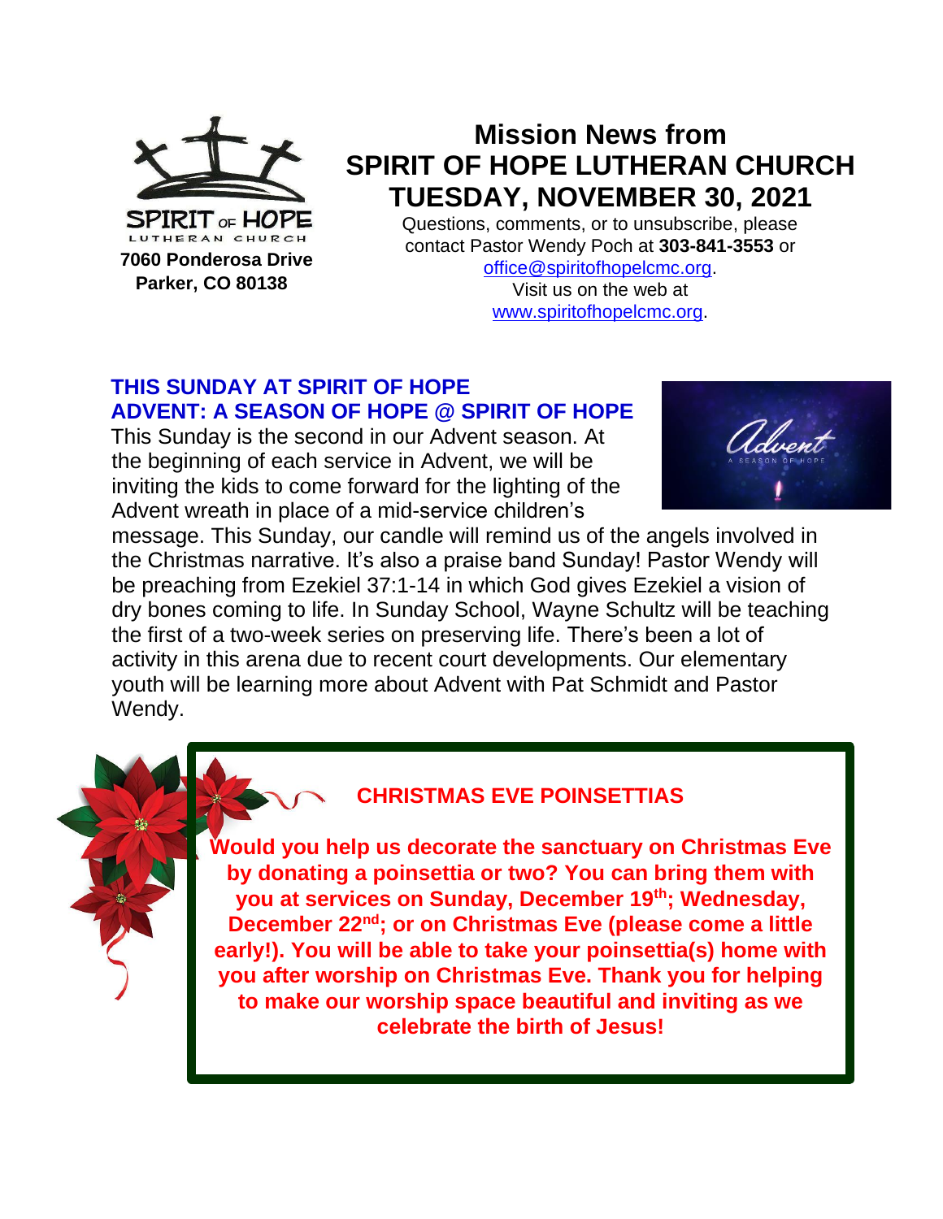SPIRIT OF HOPE
LUTHERAN CHURCH

**7060 Ponderosa Drive**
**Parker, CO 80138**

# Mission News from SPIRIT OF HOPE LUTHERAN CHURCH TUESDAY, NOVEMBER 30, 2021

Questions, comments, or to unsubscribe, please contact Pastor Wendy Poch at **303-841-3553** or office@spiritofhopelcmc.org.
Visit us on the web at www.spiritofhopelcmc.org.

## THIS SUNDAY AT SPIRIT OF HOPE
## ADVENT: A SEASON OF HOPE @ SPIRIT OF HOPE

This Sunday is the second in our Advent season. At the beginning of each service in Advent, we will be inviting the kids to come forward for the lighting of the Advent wreath in place of a mid-service children's message. This Sunday, our candle will remind us of the angels involved in the Christmas narrative. It's also a praise band Sunday! Pastor Wendy will be preaching from Ezekiel 37:1-14 in which God gives Ezekiel a vision of dry bones coming to life. In Sunday School, Wayne Schultz will be teaching the first of a two-week series on preserving life. There's been a lot of activity in this arena due to recent court developments. Our elementary youth will be learning more about Advent with Pat Schmidt and Pastor Wendy.

## CHRISTMAS EVE POINSETTIAS

**Would you help us decorate the sanctuary on Christmas Eve by donating a poinsettia or two? You can bring them with you at services on Sunday, December 19th; Wednesday, December 22nd; or on Christmas Eve (please come a little early!). You will be able to take your poinsettia(s) home with you after worship on Christmas Eve. Thank you for helping to make our worship space beautiful and inviting as we celebrate the birth of Jesus!**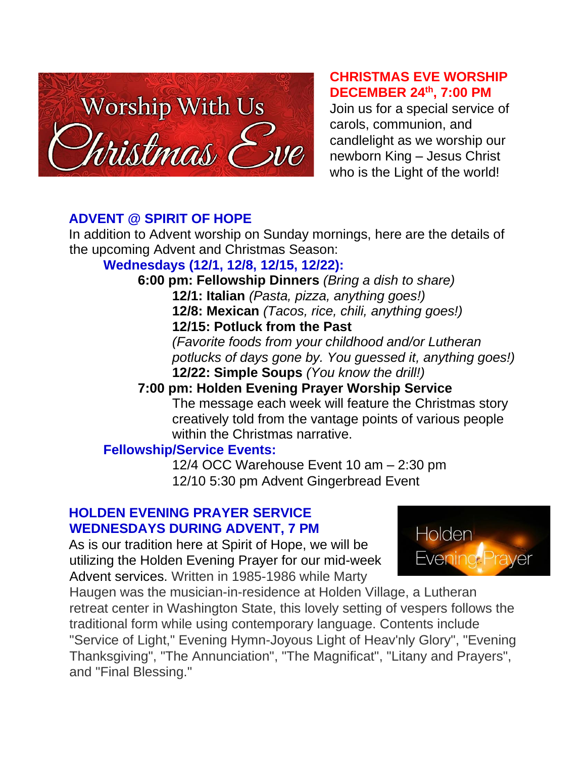## CHRISTMAS EVE WORSHIP DECEMBER 24th, 7:00 PM

Join us for a special service of carols, communion, and candlelight as we worship our newborn King – Jesus Christ who is the Light of the world!

## ADVENT @ SPIRIT OF HOPE

In addition to Advent worship on Sunday mornings, here are the details of the upcoming Advent and Christmas Season:

### Wednesdays (12/1, 12/8, 12/15, 12/22):

**6:00 pm: Fellowship Dinners** *(Bring a dish to share)*

- **12/1: Italian** *(Pasta, pizza, anything goes!)*
- **12/8: Mexican** *(Tacos, rice, chili, anything goes!)*
- **12/15: Potluck from the Past** *(Favorite foods from your childhood and/or Lutheran potlucks of days gone by. You guessed it, anything goes!)*
- **12/22: Simple Soups** *(You know the drill!)*

**7:00 pm: Holden Evening Prayer Worship Service**

The message each week will feature the Christmas story creatively told from the vantage points of various people within the Christmas narrative.

### Fellowship/Service Events:

12/4 OCC Warehouse Event 10 am – 2:30 pm
12/10 5:30 pm Advent Gingerbread Event

## HOLDEN EVENING PRAYER SERVICE WEDNESDAYS DURING ADVENT, 7 PM

As is our tradition here at Spirit of Hope, we will be utilizing the Holden Evening Prayer for our mid-week Advent services. Written in 1985-1986 while Marty Haugen was the musician-in-residence at Holden Village, a Lutheran retreat center in Washington State, this lovely setting of vespers follows the traditional form while using contemporary language. Contents include "Service of Light," Evening Hymn-Joyous Light of Heav'nly Glory", "Evening Thanksgiving", "The Annunciation", "The Magnificat", "Litany and Prayers", and "Final Blessing."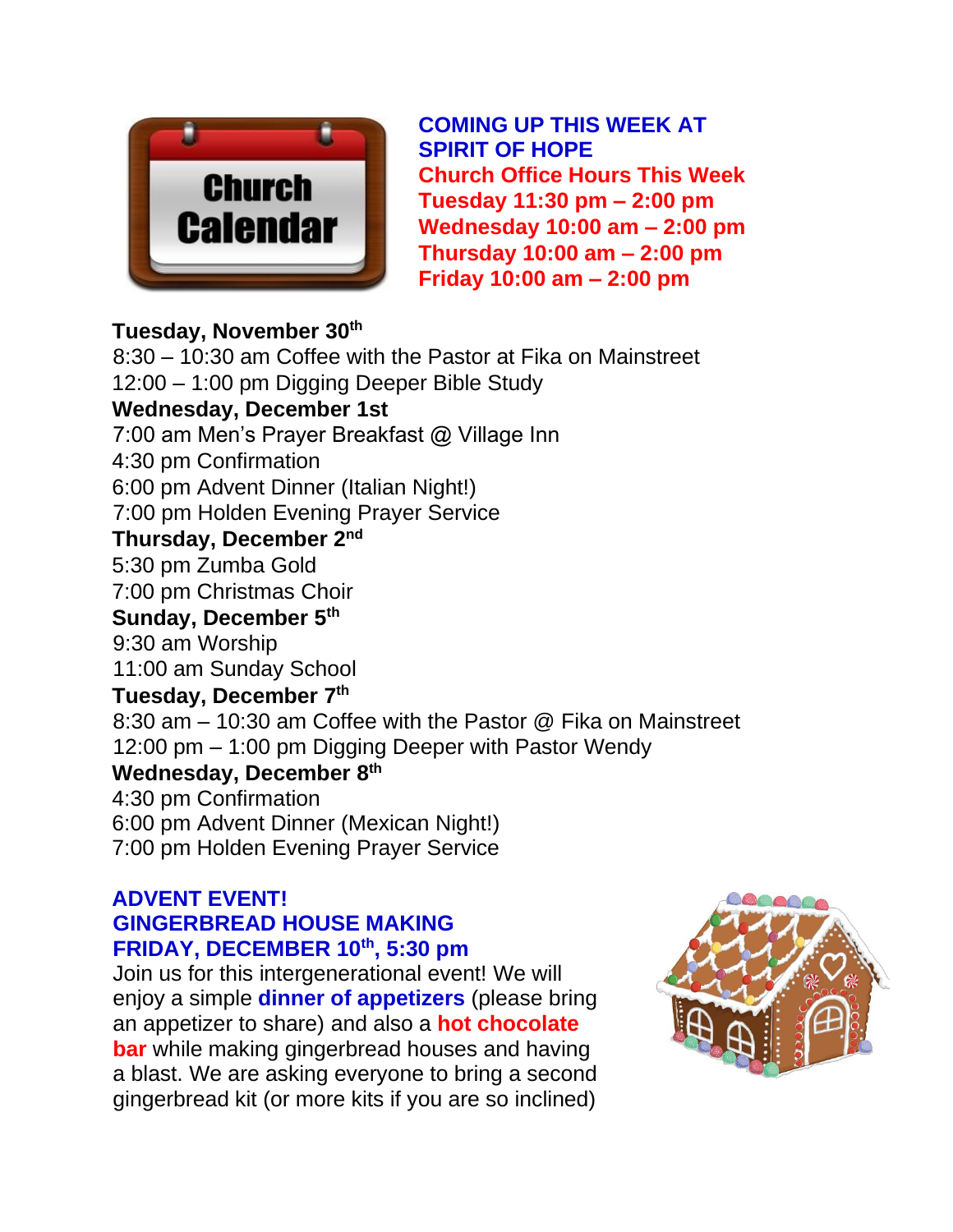## COMING UP THIS WEEK AT SPIRIT OF HOPE

**Church Office Hours This Week**
**Tuesday 11:30 pm – 2:00 pm**
**Wednesday 10:00 am – 2:00 pm**
**Thursday 10:00 am – 2:00 pm**
**Friday 10:00 am – 2:00 pm**

**Tuesday, November 30th**
8:30 – 10:30 am Coffee with the Pastor at Fika on Mainstreet
12:00 – 1:00 pm Digging Deeper Bible Study

**Wednesday, December 1st**
7:00 am Men's Prayer Breakfast @ Village Inn
4:30 pm Confirmation
6:00 pm Advent Dinner (Italian Night!)
7:00 pm Holden Evening Prayer Service

**Thursday, December 2nd**
5:30 pm Zumba Gold
7:00 pm Christmas Choir

**Sunday, December 5th**
9:30 am Worship
11:00 am Sunday School

**Tuesday, December 7th**
8:30 am – 10:30 am Coffee with the Pastor @ Fika on Mainstreet
12:00 pm – 1:00 pm Digging Deeper with Pastor Wendy

**Wednesday, December 8th**
4:30 pm Confirmation
6:00 pm Advent Dinner (Mexican Night!)
7:00 pm Holden Evening Prayer Service

## ADVENT EVENT!
## GINGERBREAD HOUSE MAKING
## FRIDAY, DECEMBER 10th, 5:30 pm

Join us for this intergenerational event! We will enjoy a simple **dinner of appetizers** (please bring an appetizer to share) and also a **hot chocolate bar** while making gingerbread houses and having a blast. We are asking everyone to bring a second gingerbread kit (or more kits if you are so inclined)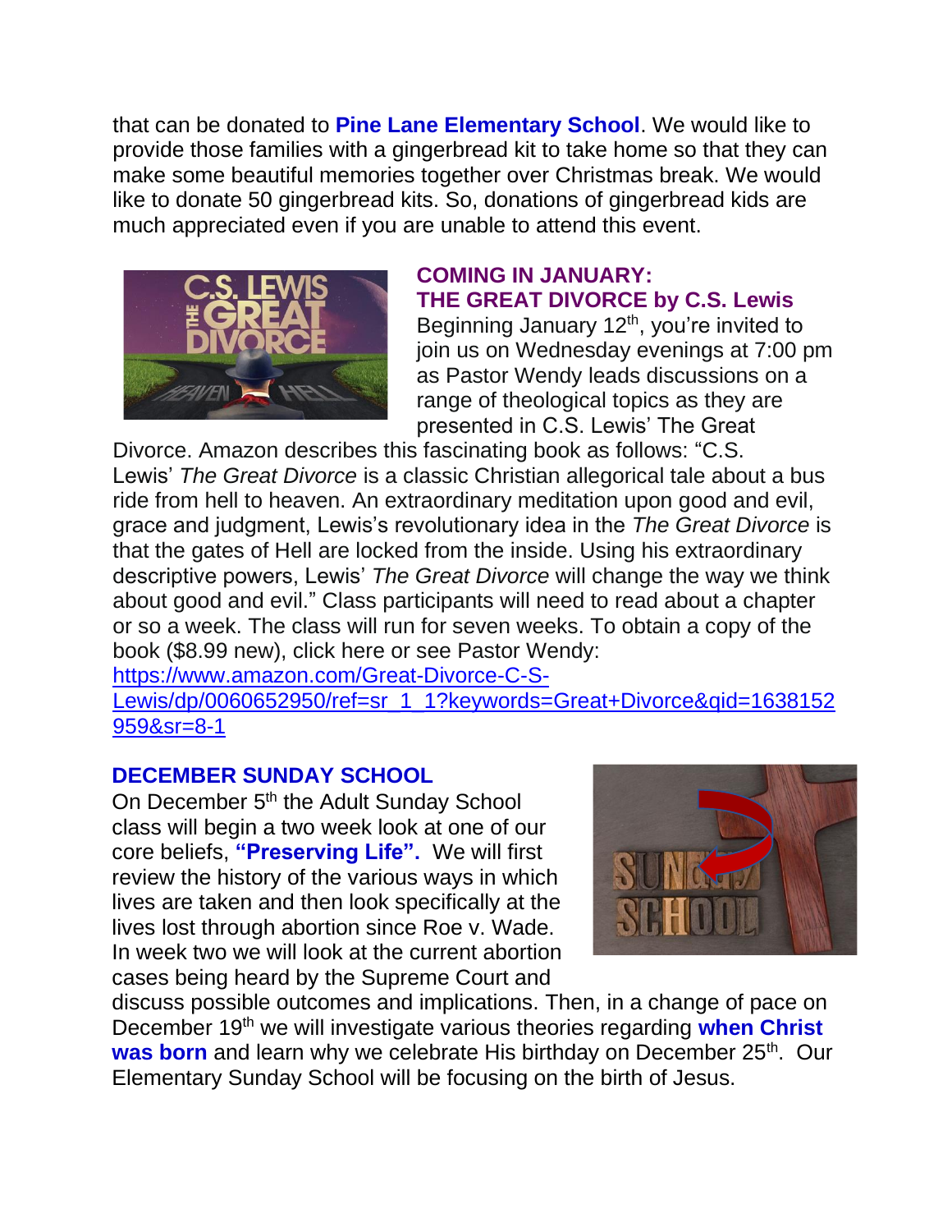that can be donated to **Pine Lane Elementary School**. We would like to provide those families with a gingerbread kit to take home so that they can make some beautiful memories together over Christmas break. We would like to donate 50 gingerbread kits. So, donations of gingerbread kids are much appreciated even if you are unable to attend this event.

## COMING IN JANUARY:
## THE GREAT DIVORCE by C.S. Lewis

Beginning January 12th, you're invited to join us on Wednesday evenings at 7:00 pm as Pastor Wendy leads discussions on a range of theological topics as they are presented in C.S. Lewis' The Great Divorce. Amazon describes this fascinating book as follows: "C.S. Lewis' *The Great Divorce* is a classic Christian allegorical tale about a bus ride from hell to heaven. An extraordinary meditation upon good and evil, grace and judgment, Lewis's revolutionary idea in the *The Great Divorce* is that the gates of Hell are locked from the inside. Using his extraordinary descriptive powers, Lewis' *The Great Divorce* will change the way we think about good and evil." Class participants will need to read about a chapter or so a week. The class will run for seven weeks. To obtain a copy of the book ($8.99 new), click here or see Pastor Wendy: https://www.amazon.com/Great-Divorce-C-S-Lewis/dp/0060652950/ref=sr_1_1?keywords=Great+Divorce&qid=1638152959&sr=8-1

## DECEMBER SUNDAY SCHOOL

On December 5th the Adult Sunday School class will begin a two week look at one of our core beliefs, **"Preserving Life".** We will first review the history of the various ways in which lives are taken and then look specifically at the lives lost through abortion since Roe v. Wade. In week two we will look at the current abortion cases being heard by the Supreme Court and discuss possible outcomes and implications. Then, in a change of pace on December 19th we will investigate various theories regarding **when Christ was born** and learn why we celebrate His birthday on December 25th. Our Elementary Sunday School will be focusing on the birth of Jesus.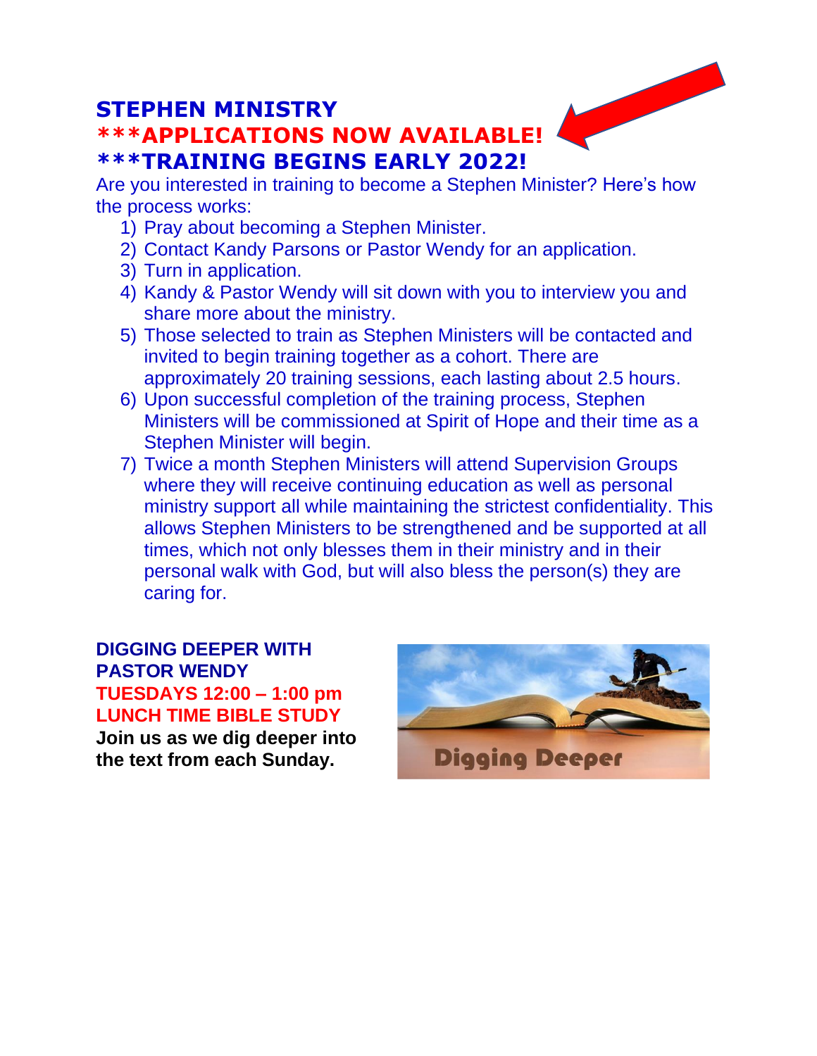## STEPHEN MINISTRY

## ***APPLICATIONS NOW AVAILABLE!

## ***TRAINING BEGINS EARLY 2022!

Are you interested in training to become a Stephen Minister? Here's how the process works:

1) Pray about becoming a Stephen Minister.
2) Contact Kandy Parsons or Pastor Wendy for an application.
3) Turn in application.
4) Kandy & Pastor Wendy will sit down with you to interview you and share more about the ministry.
5) Those selected to train as Stephen Ministers will be contacted and invited to begin training together as a cohort. There are approximately 20 training sessions, each lasting about 2.5 hours.
6) Upon successful completion of the training process, Stephen Ministers will be commissioned at Spirit of Hope and their time as a Stephen Minister will begin.
7) Twice a month Stephen Ministers will attend Supervision Groups where they will receive continuing education as well as personal ministry support all while maintaining the strictest confidentiality. This allows Stephen Ministers to be strengthened and be supported at all times, which not only blesses them in their ministry and in their personal walk with God, but will also bless the person(s) they are caring for.

### DIGGING DEEPER WITH PASTOR WENDY

**TUESDAYS 12:00 – 1:00 pm**
**LUNCH TIME BIBLE STUDY**

**Join us as we dig deeper into the text from each Sunday.**

Digging Deeper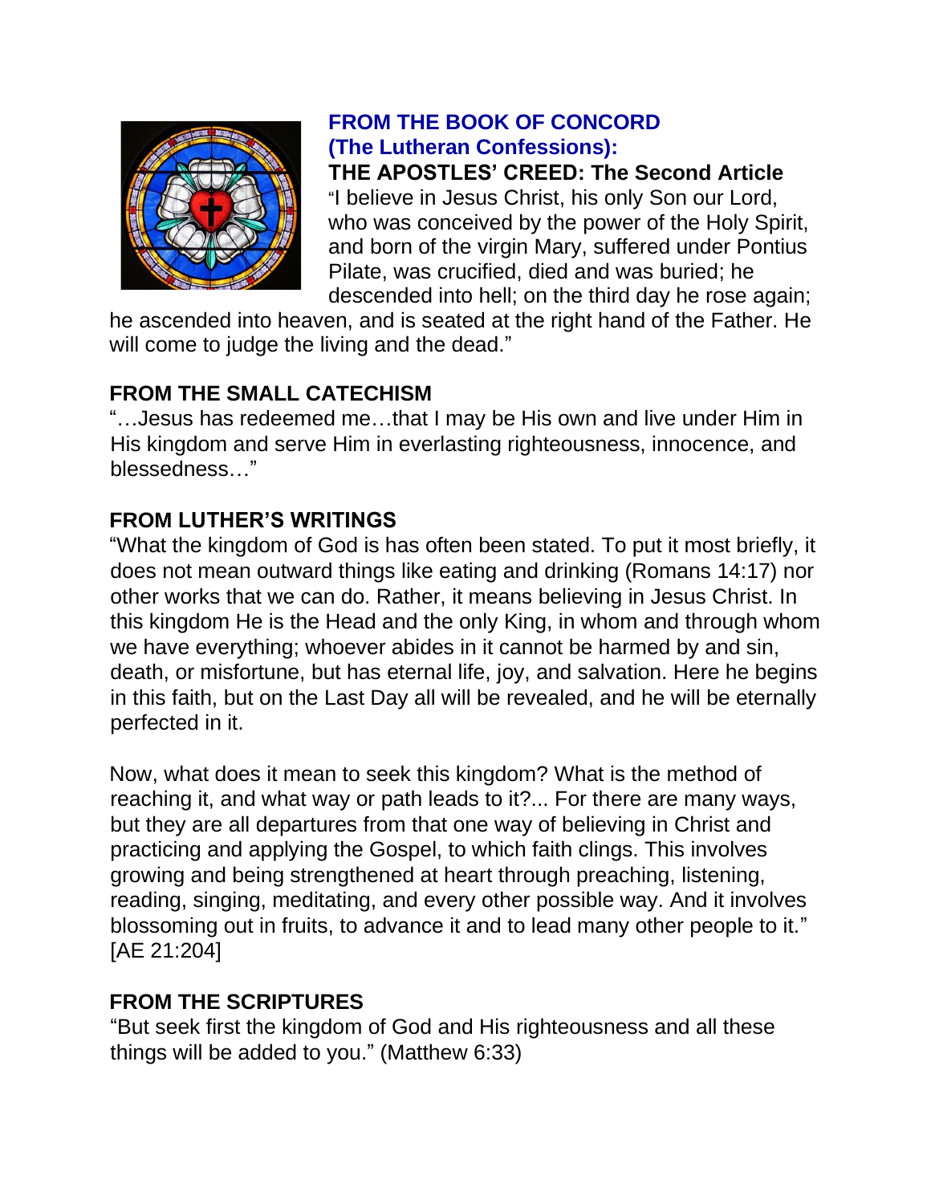## FROM THE BOOK OF CONCORD (The Lutheran Confessions):

**THE APOSTLES' CREED: The Second Article**

"I believe in Jesus Christ, his only Son our Lord, who was conceived by the power of the Holy Spirit, and born of the virgin Mary, suffered under Pontius Pilate, was crucified, died and was buried; he descended into hell; on the third day he rose again; he ascended into heaven, and is seated at the right hand of the Father. He will come to judge the living and the dead."

## FROM THE SMALL CATECHISM

"…Jesus has redeemed me…that I may be His own and live under Him in His kingdom and serve Him in everlasting righteousness, innocence, and blessedness…"

## FROM LUTHER'S WRITINGS

"What the kingdom of God is has often been stated. To put it most briefly, it does not mean outward things like eating and drinking (Romans 14:17) nor other works that we can do. Rather, it means believing in Jesus Christ. In this kingdom He is the Head and the only King, in whom and through whom we have everything; whoever abides in it cannot be harmed by and sin, death, or misfortune, but has eternal life, joy, and salvation. Here he begins in this faith, but on the Last Day all will be revealed, and he will be eternally perfected in it.

Now, what does it mean to seek this kingdom? What is the method of reaching it, and what way or path leads to it?... For there are many ways, but they are all departures from that one way of believing in Christ and practicing and applying the Gospel, to which faith clings. This involves growing and being strengthened at heart through preaching, listening, reading, singing, meditating, and every other possible way. And it involves blossoming out in fruits, to advance it and to lead many other people to it." [AE 21:204]

## FROM THE SCRIPTURES

"But seek first the kingdom of God and His righteousness and all these things will be added to you." (Matthew 6:33)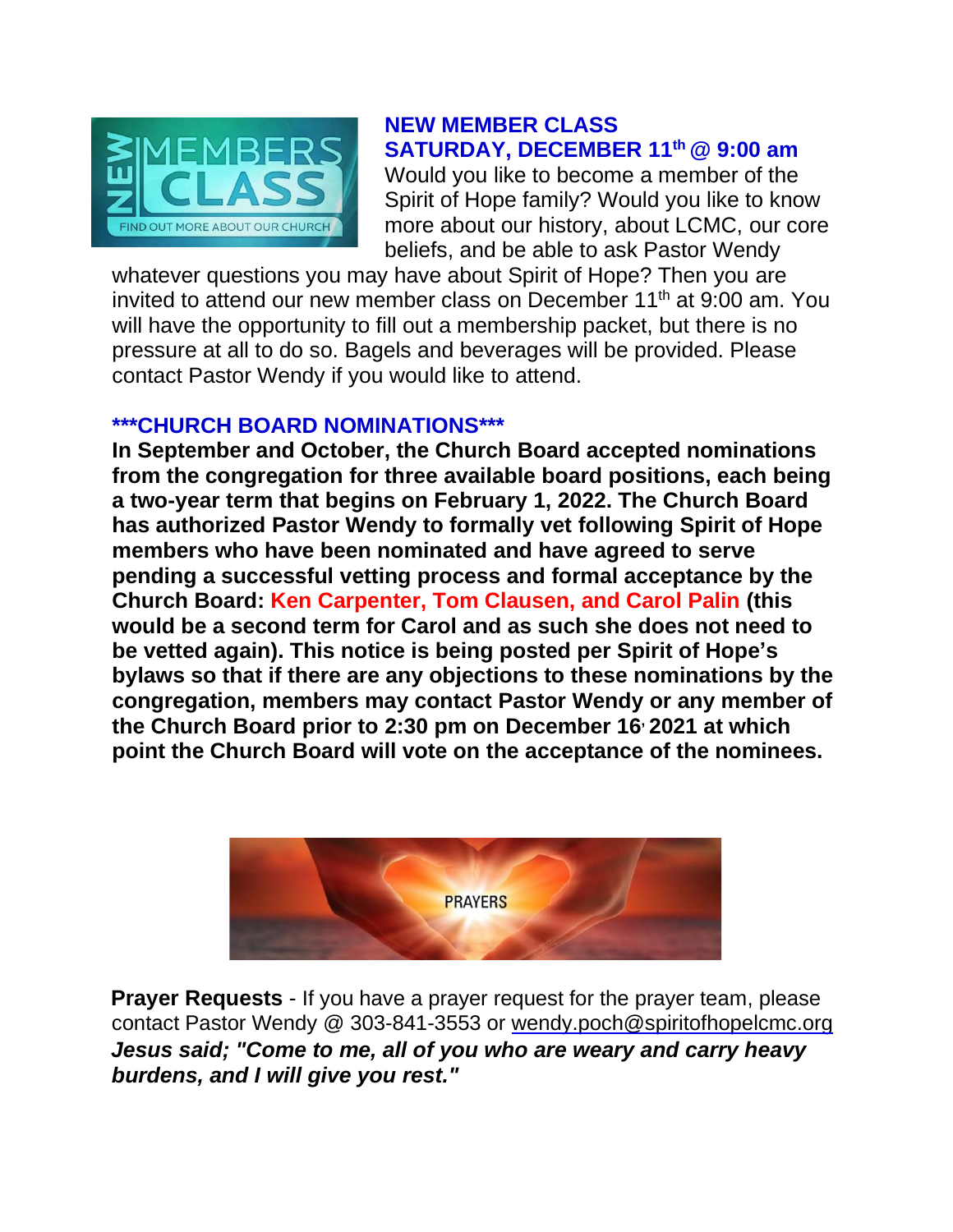## NEW MEMBER CLASS
## SATURDAY, DECEMBER 11th @ 9:00 am

Would you like to become a member of the Spirit of Hope family? Would you like to know more about our history, about LCMC, our core beliefs, and be able to ask Pastor Wendy whatever questions you may have about Spirit of Hope? Then you are invited to attend our new member class on December 11th at 9:00 am. You will have the opportunity to fill out a membership packet, but there is no pressure at all to do so. Bagels and beverages will be provided. Please contact Pastor Wendy if you would like to attend.

## ***CHURCH BOARD NOMINATIONS***

**In September and October, the Church Board accepted nominations from the congregation for three available board positions, each being a two-year term that begins on February 1, 2022. The Church Board has authorized Pastor Wendy to formally vet following Spirit of Hope members who have been nominated and have agreed to serve pending a successful vetting process and formal acceptance by the Church Board: Ken Carpenter, Tom Clausen, and Carol Palin (this would be a second term for Carol and as such she does not need to be vetted again). This notice is being posted per Spirit of Hope's bylaws so that if there are any objections to these nominations by the congregation, members may contact Pastor Wendy or any member of the Church Board prior to 2:30 pm on December 16, 2021 at which point the Church Board will vote on the acceptance of the nominees.**

**Prayer Requests** - If you have a prayer request for the prayer team, please contact Pastor Wendy @ 303-841-3553 or wendy.poch@spiritofhopelcmc.org

***Jesus said; "Come to me, all of you who are weary and carry heavy burdens, and I will give you rest."***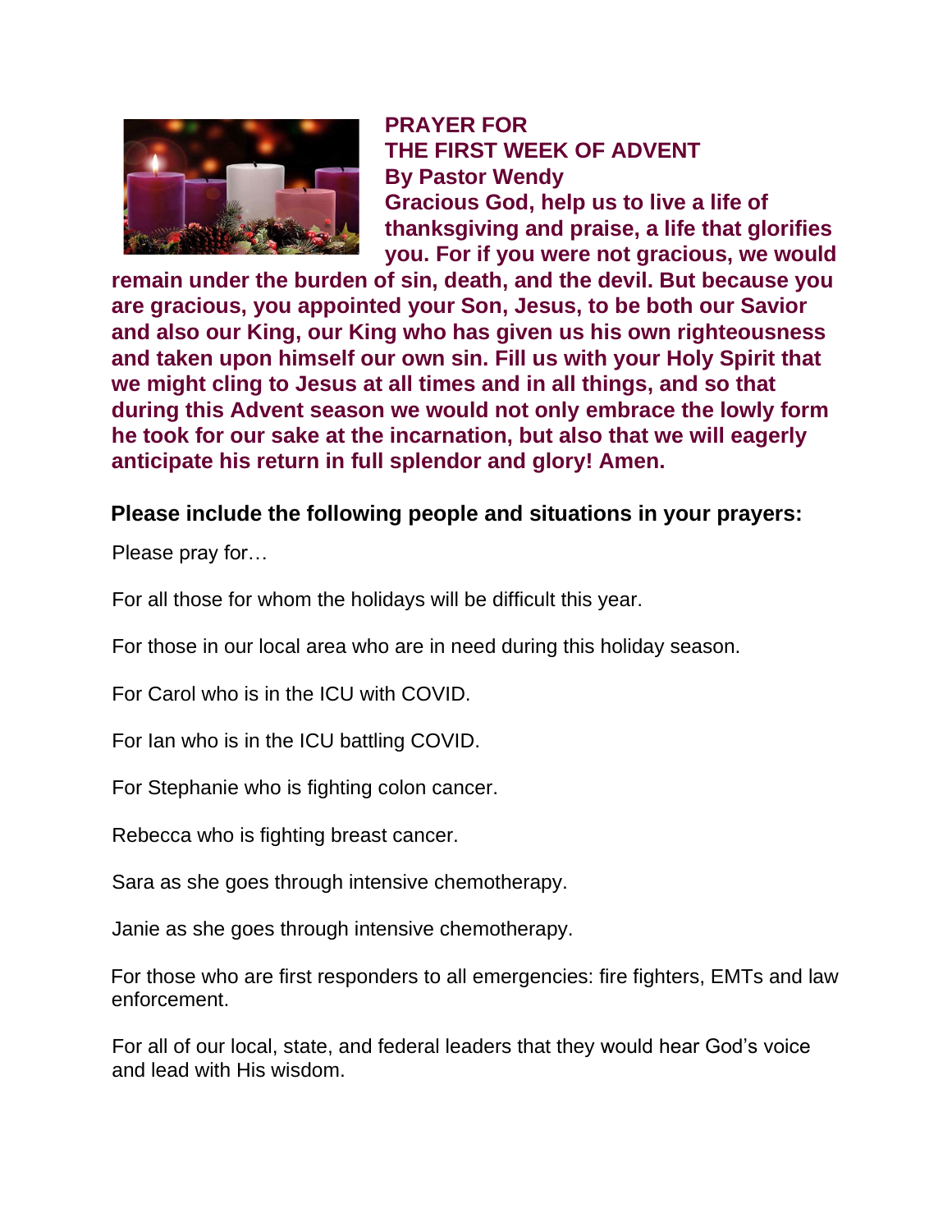**PRAYER FOR THE FIRST WEEK OF ADVENT**
**By Pastor Wendy**

**Gracious God, help us to live a life of thanksgiving and praise, a life that glorifies you. For if you were not gracious, we would remain under the burden of sin, death, and the devil. But because you are gracious, you appointed your Son, Jesus, to be both our Savior and also our King, our King who has given us his own righteousness and taken upon himself our own sin. Fill us with your Holy Spirit that we might cling to Jesus at all times and in all things, and so that during this Advent season we would not only embrace the lowly form he took for our sake at the incarnation, but also that we will eagerly anticipate his return in full splendor and glory! Amen.**

**Please include the following people and situations in your prayers:**

Please pray for…

For all those for whom the holidays will be difficult this year.

For those in our local area who are in need during this holiday season.

For Carol who is in the ICU with COVID.

For Ian who is in the ICU battling COVID.

For Stephanie who is fighting colon cancer.

Rebecca who is fighting breast cancer.

Sara as she goes through intensive chemotherapy.

Janie as she goes through intensive chemotherapy.

For those who are first responders to all emergencies: fire fighters, EMTs and law enforcement.

For all of our local, state, and federal leaders that they would hear God's voice and lead with His wisdom.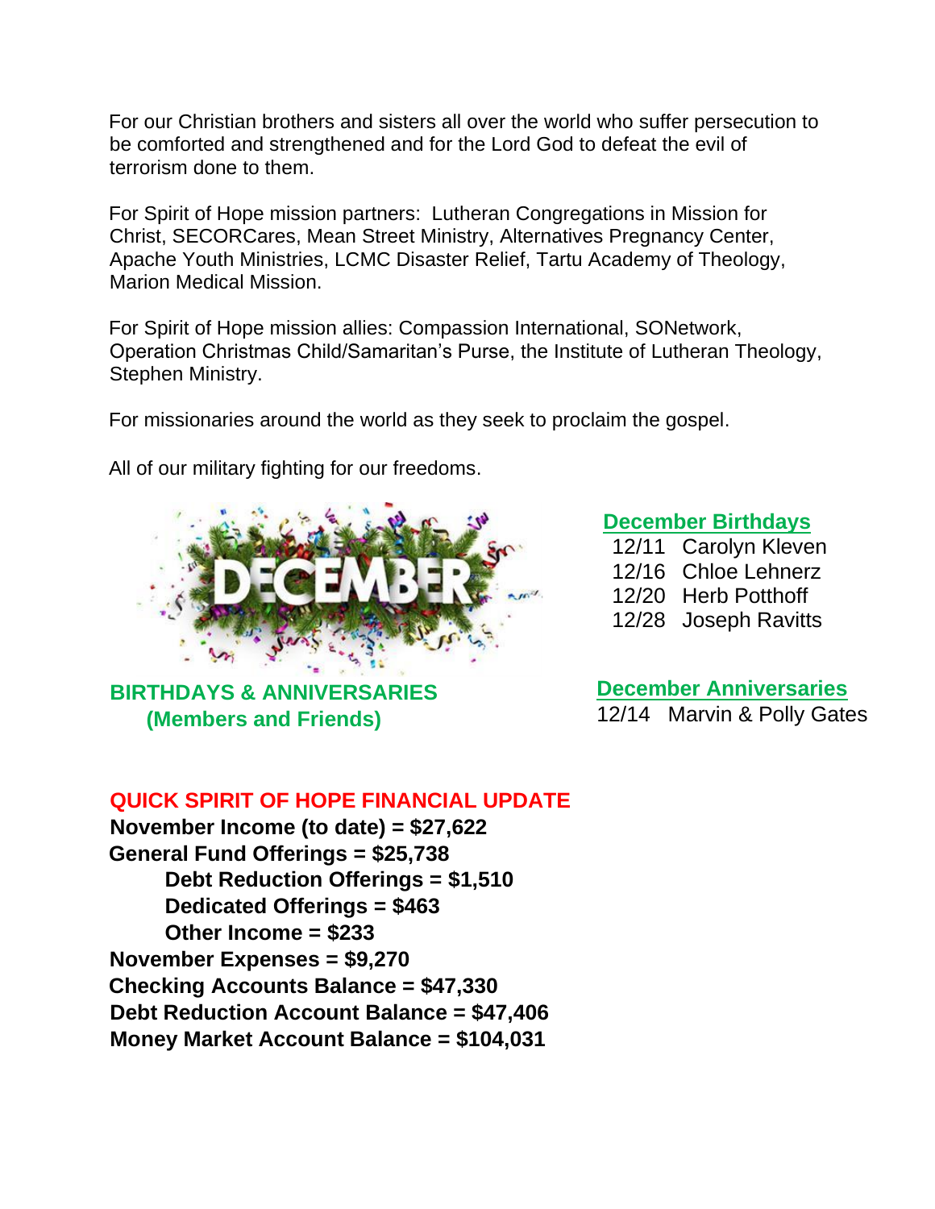For our Christian brothers and sisters all over the world who suffer persecution to be comforted and strengthened and for the Lord God to defeat the evil of terrorism done to them.

For Spirit of Hope mission partners: Lutheran Congregations in Mission for Christ, SECORCares, Mean Street Ministry, Alternatives Pregnancy Center, Apache Youth Ministries, LCMC Disaster Relief, Tartu Academy of Theology, Marion Medical Mission.

For Spirit of Hope mission allies: Compassion International, SONetwork, Operation Christmas Child/Samaritan's Purse, the Institute of Lutheran Theology, Stephen Ministry.

For missionaries around the world as they seek to proclaim the gospel.

All of our military fighting for our freedoms.

**BIRTHDAYS & ANNIVERSARIES (Members and Friends)**

**December Birthdays**

12/11 Carolyn Kleven
12/16 Chloe Lehnerz
12/20 Herb Potthoff
12/28 Joseph Ravitts

**December Anniversaries**

12/14 Marvin & Polly Gates

## QUICK SPIRIT OF HOPE FINANCIAL UPDATE

**November Income (to date) = $27,622**
**General Fund Offerings = $25,738**
- **Debt Reduction Offerings = $1,510**
- **Dedicated Offerings = $463**
- **Other Income = $233**

**November Expenses = $9,270**
**Checking Accounts Balance = $47,330**
**Debt Reduction Account Balance = $47,406**
**Money Market Account Balance = $104,031**